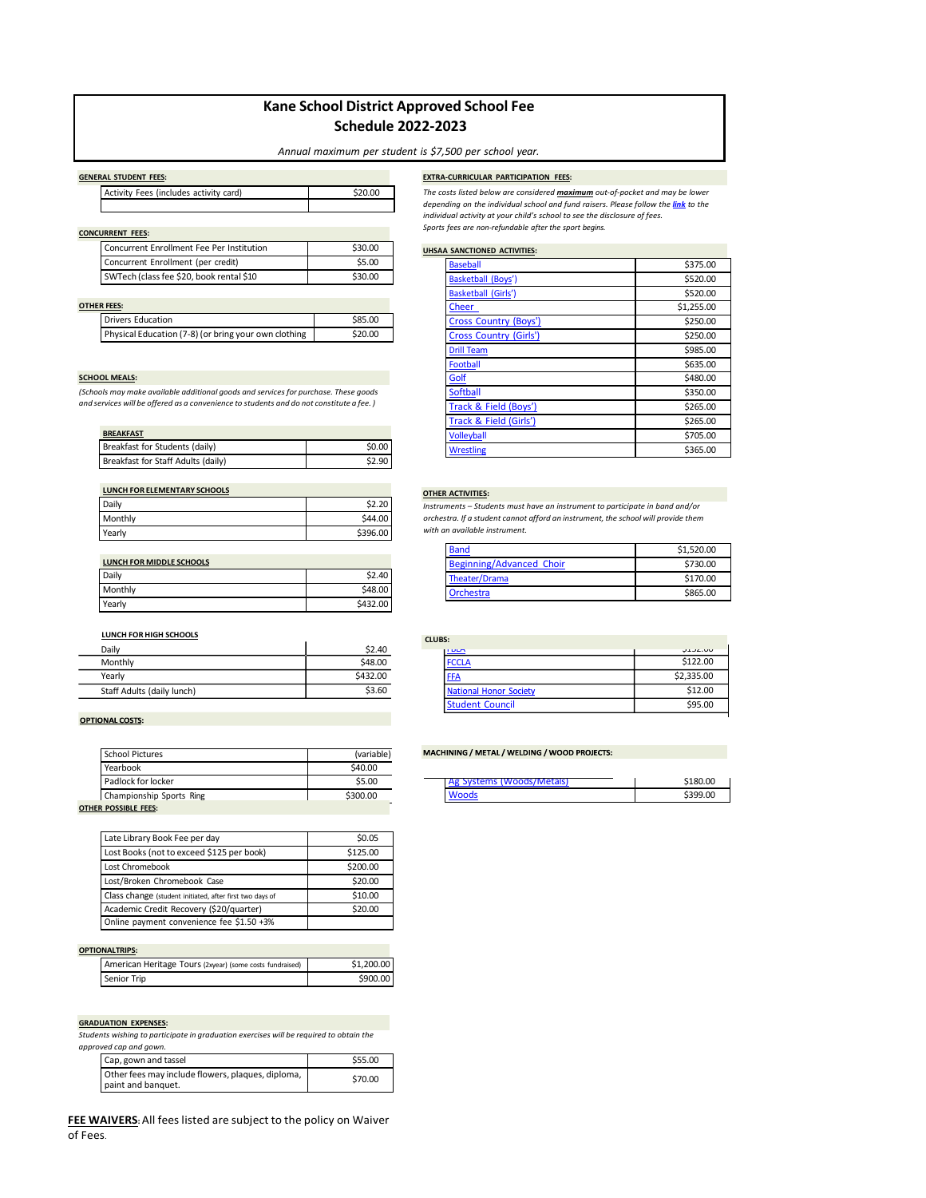# Kane School District Approved School Fee Schedule 2022-2023

*Annual maximum per student is $7,500 per school year.*

**GENERAL STUDENT FEES:**

| Item | Fee |
|---|---|
| Activity Fees (includes activity card) | $20.00 |
| | |

**CONCURRENT FEES:**

| Item | Fee |
|---|---|
| Concurrent Enrollment Fee Per Institution | $30.00 |
| Concurrent Enrollment (per credit) | $5.00 |
| SWTech (class fee $20, book rental $10 | $30.00 |

**OTHER FEES:**

| Item | Fee |
|---|---|
| Drivers Education | $85.00 |
| Physical Education (7-8) (or bring your own clothing | $20.00 |

**SCHOOL MEALS:**

*(Schools may make available additional goods and services for purchase. These goods and services will be offered as a convenience to students and do not constitute a fee.)*

| BREAKFAST | |
|---|---|
| Breakfast for Students (daily) | $0.00 |
| Breakfast for Staff Adults (daily) | $2.90 |

| LUNCH FOR ELEMENTARY SCHOOLS | |
|---|---|
| Daily | $2.20 |
| Monthly | $44.00 |
| Yearly | $396.00 |

| LUNCH FOR MIDDLE SCHOOLS | |
|---|---|
| Daily | $2.40 |
| Monthly | $48.00 |
| Yearly | $432.00 |

| LUNCH FOR HIGH SCHOOLS | |
|---|---|
| Daily | $2.40 |
| Monthly | $48.00 |
| Yearly | $432.00 |
| Staff Adults (daily lunch) | $3.60 |

**OPTIONAL COSTS:**

| Item | Fee |
|---|---|
| School Pictures | (variable) |
| Yearbook | $40.00 |
| Padlock for locker | $5.00 |
| Championship Sports Ring | $300.00 |

**OTHER POSSIBLE FEES:**

| Item | Fee |
|---|---|
| Late Library Book Fee per day | $0.05 |
| Lost Books (not to exceed $125 per book) | $125.00 |
| Lost Chromebook | $200.00 |
| Lost/Broken Chromebook Case | $20.00 |
| Class change (student initiated, after first two days of | $10.00 |
| Academic Credit Recovery ($20/quarter) | $20.00 |
| Online payment convenience fee $1.50 +3% | |

**OPTIONALTRIPS:**

| Item | Fee |
|---|---|
| American Heritage Tours (2xyear) (some costs fundraised) | $1,200.00 |
| Senior Trip | $900.00 |

**GRADUATION EXPENSES:**

*Students wishing to participate in graduation exercises will be required to obtain the approved cap and gown.*

| Item | Fee |
|---|---|
| Cap, gown and tassel | $55.00 |
| Other fees may include flowers, plaques, diploma, paint and banquet. | $70.00 |

**FEE WAIVERS**: All fees listed are subject to the policy on Waiver of Fees.

**EXTRA-CURRICULAR PARTICIPATION FEES:**

*The costs listed below are considered **maximum** out-of-pocket and may be lower depending on the individual school and fund raisers. Please follow the **link** to the individual activity at your child's school to see the disclosure of fees. Sports fees are non-refundable after the sport begins.*

**UHSAA SANCTIONED ACTIVITIES:**

| Activity | Fee |
|---|---|
| Baseball | $375.00 |
| Basketball (Boys') | $520.00 |
| Basketball (Girls') | $520.00 |
| Cheer | $1,255.00 |
| Cross Country (Boys') | $250.00 |
| Cross Country (Girls') | $250.00 |
| Drill Team | $985.00 |
| Football | $635.00 |
| Golf | $480.00 |
| Softball | $350.00 |
| Track & Field (Boys') | $265.00 |
| Track & Field (Girls') | $265.00 |
| Volleyball | $705.00 |
| Wrestling | $365.00 |

**OTHER ACTIVITIES:**

*Instruments – Students must have an instrument to participate in band and/or orchestra. If a student cannot afford an instrument, the school will provide them with an available instrument.*

| Activity | Fee |
|---|---|
| Band | $1,520.00 |
| Beginning/Advanced Choir | $730.00 |
| Theater/Drama | $170.00 |
| Orchestra | $865.00 |

**CLUBS:**

| Club | Fee |
|---|---|
| FBLA | $152.00 |
| FCCLA | $122.00 |
| FFA | $2,335.00 |
| National Honor Society | $12.00 |
| Student Council | $95.00 |

**MACHINING / METAL / WELDING / WOOD PROJECTS:**

| Item | Fee |
|---|---|
| Ag Systems (Woods/Metals) | $180.00 |
| Woods | $399.00 |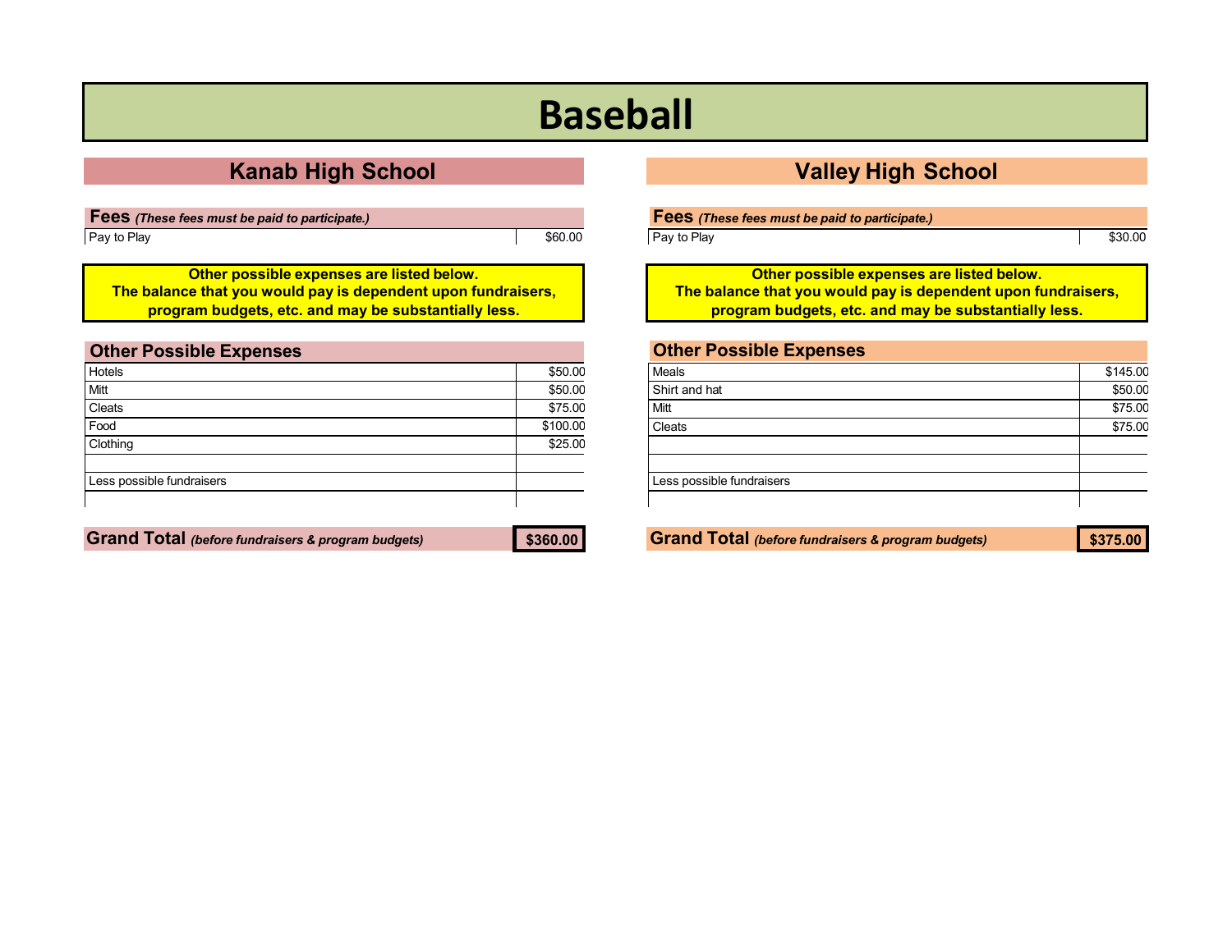# Baseball

## Kanab High School

| **Fees** *(These fees must be paid to participate.)* | |
|---|---|
| Pay to Play | $60.00 |

**Other possible expenses are listed below.**
**The balance that you would pay is dependent upon fundraisers, program budgets, etc. and may be substantially less.**

| **Other Possible Expenses** | |
|---|---|
| Hotels | $50.00 |
| Mitt | $50.00 |
| Cleats | $75.00 |
| Food | $100.00 |
| Clothing | $25.00 |
| | |
| Less possible fundraisers | |
| | |
| **Grand Total** *(before fundraisers & program budgets)* | **$360.00** |

## Valley High School

| **Fees** *(These fees must be paid to participate.)* | |
|---|---|
| Pay to Play | $30.00 |

**Other possible expenses are listed below.**
**The balance that you would pay is dependent upon fundraisers, program budgets, etc. and may be substantially less.**

| **Other Possible Expenses** | |
|---|---|
| Meals | $145.00 |
| Shirt and hat | $50.00 |
| Mitt | $75.00 |
| Cleats | $75.00 |
| | |
| | |
| Less possible fundraisers | |
| | |
| **Grand Total** *(before fundraisers & program budgets)* | **$375.00** |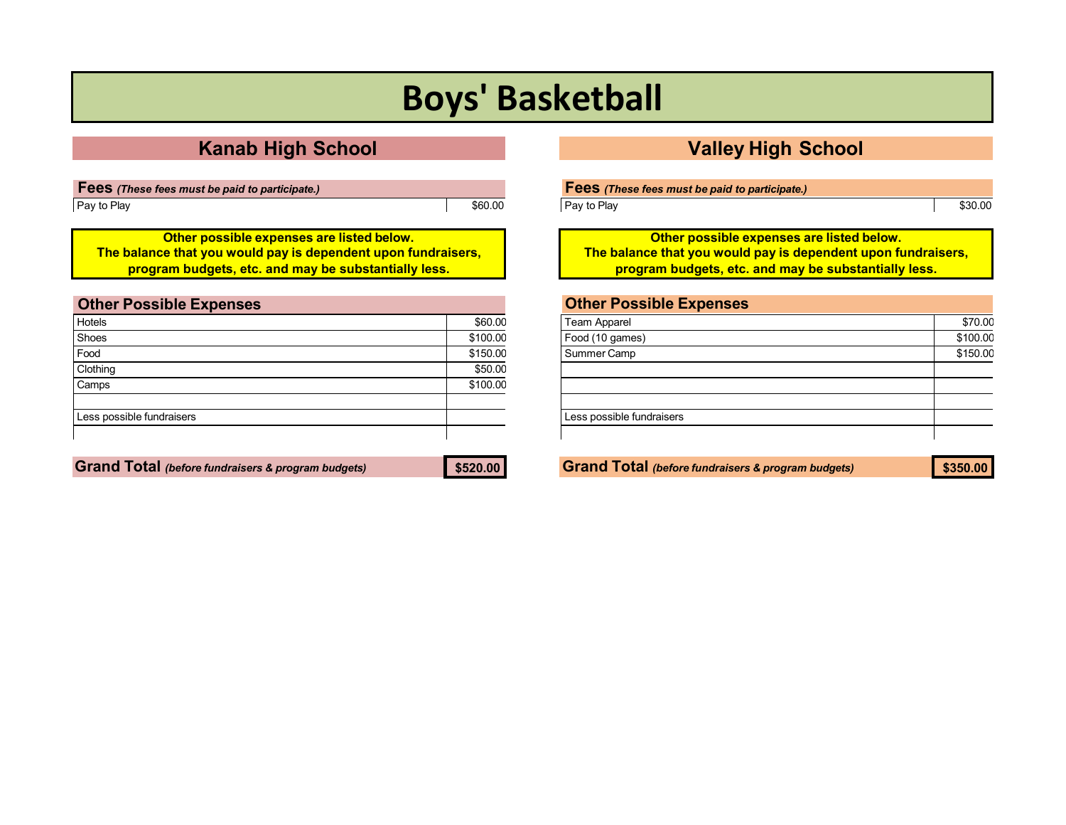# Boys' Basketball

## Kanab High School

| **Fees** *(These fees must be paid to participate.)* | |
|---|---|
| Pay to Play | $60.00 |

**Other possible expenses are listed below.**
**The balance that you would pay is dependent upon fundraisers, program budgets, etc. and may be substantially less.**

| **Other Possible Expenses** | |
|---|---|
| Hotels | $60.00 |
| Shoes | $100.00 |
| Food | $150.00 |
| Clothing | $50.00 |
| Camps | $100.00 |
| | |
| Less possible fundraisers | |
| | |

**Grand Total** *(before fundraisers & program budgets)* **$520.00**

## Valley High School

| **Fees** *(These fees must be paid to participate.)* | |
|---|---|
| Pay to Play | $30.00 |

**Other possible expenses are listed below.**
**The balance that you would pay is dependent upon fundraisers, program budgets, etc. and may be substantially less.**

| **Other Possible Expenses** | |
|---|---|
| Team Apparel | $70.00 |
| Food (10 games) | $100.00 |
| Summer Camp | $150.00 |
| | |
| | |
| | |
| Less possible fundraisers | |
| | |

**Grand Total** *(before fundraisers & program budgets)* **$350.00**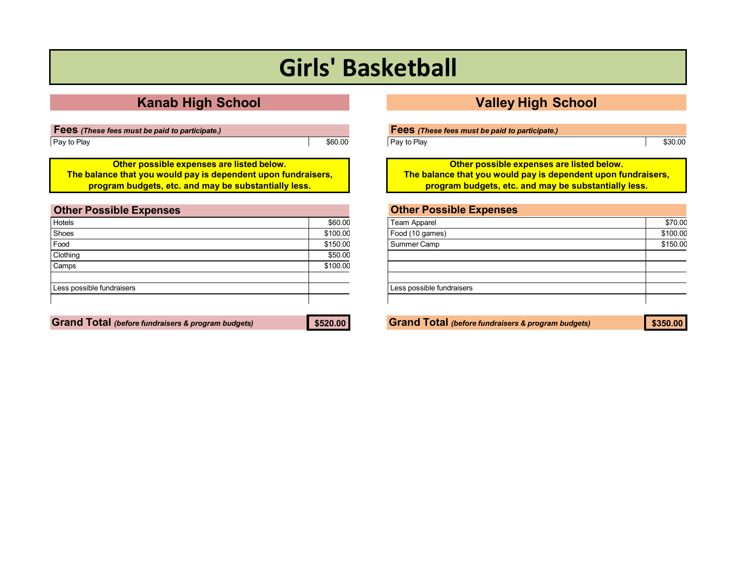# Girls' Basketball

## Kanab High School

| **Fees** *(These fees must be paid to participate.)* | |
|---|---|
| Pay to Play | $60.00 |

**Other possible expenses are listed below.**
**The balance that you would pay is dependent upon fundraisers, program budgets, etc. and may be substantially less.**

| **Other Possible Expenses** | |
|---|---|
| Hotels | $60.00 |
| Shoes | $100.00 |
| Food | $150.00 |
| Clothing | $50.00 |
| Camps | $100.00 |
| | |
| Less possible fundraisers | |
| | |

**Grand Total** *(before fundraisers & program budgets)* **$520.00**

## Valley High School

| **Fees** *(These fees must be paid to participate.)* | |
|---|---|
| Pay to Play | $30.00 |

**Other possible expenses are listed below.**
**The balance that you would pay is dependent upon fundraisers, program budgets, etc. and may be substantially less.**

| **Other Possible Expenses** | |
|---|---|
| Team Apparel | $70.00 |
| Food (10 games) | $100.00 |
| Summer Camp | $150.00 |
| | |
| | |
| | |
| Less possible fundraisers | |
| | |

**Grand Total** *(before fundraisers & program budgets)* **$350.00**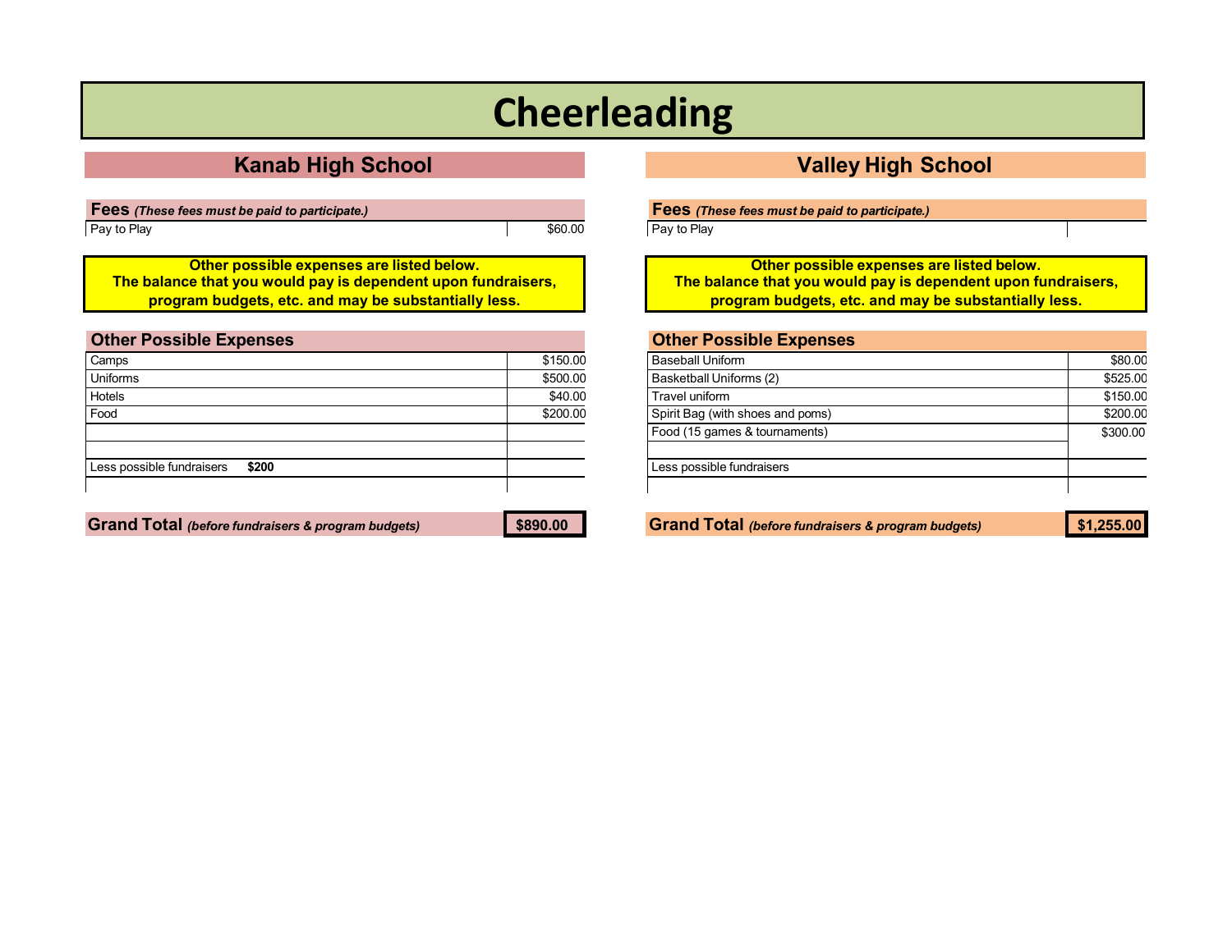# Cheerleading

## Kanab High School

**Fees** ***(These fees must be paid to participate.)***

| Item | Amount |
|---|---|
| Pay to Play | $60.00 |

**Other possible expenses are listed below.**
**The balance that you would pay is dependent upon fundraisers, program budgets, etc. and may be substantially less.**

**Other Possible Expenses**

| Item | Amount |
|---|---|
| Camps | $150.00 |
| Uniforms | $500.00 |
| Hotels | $40.00 |
| Food | $200.00 |
| | |
| | |
| Less possible fundraisers **$200** | |
| | |

**Grand Total** ***(before fundraisers & program budgets)*** **$890.00**

## Valley High School

**Fees** ***(These fees must be paid to participate.)***

| Item | Amount |
|---|---|
| Pay to Play | |

**Other possible expenses are listed below.**
**The balance that you would pay is dependent upon fundraisers, program budgets, etc. and may be substantially less.**

**Other Possible Expenses**

| Item | Amount |
|---|---|
| Baseball Uniform | $80.00 |
| Basketball Uniforms (2) | $525.00 |
| Travel uniform | $150.00 |
| Spirit Bag (with shoes and poms) | $200.00 |
| Food (15 games & tournaments) | $300.00 |
| | |
| Less possible fundraisers | |
| | |

**Grand Total** ***(before fundraisers & program budgets)*** **$1,255.00**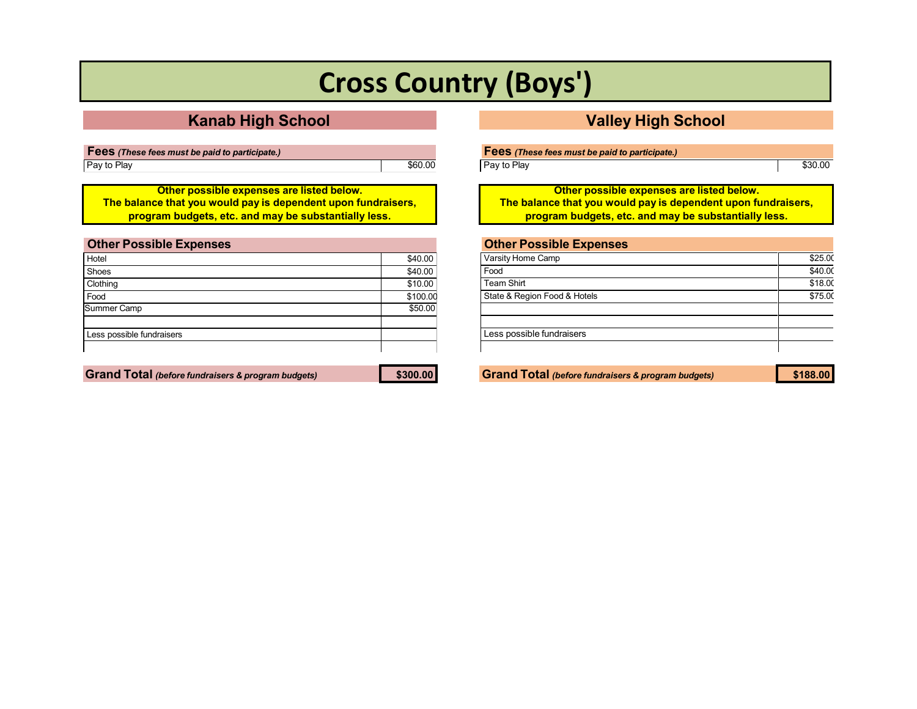# Cross Country (Boys')

## Kanab High School

| **Fees** *(These fees must be paid to participate.)* | |
|---|---|
| Pay to Play | $60.00 |

**Other possible expenses are listed below.**
**The balance that you would pay is dependent upon fundraisers, program budgets, etc. and may be substantially less.**

| **Other Possible Expenses** | |
|---|---|
| Hotel | $40.00 |
| Shoes | $40.00 |
| Clothing | $10.00 |
| Food | $100.00 |
| Summer Camp | $50.00 |
| | |
| Less possible fundraisers | |
| | |

| **Grand Total** *(before fundraisers & program budgets)* | **$300.00** |
|---|---|

## Valley High School

| **Fees** *(These fees must be paid to participate.)* | |
|---|---|
| Pay to Play | $30.00 |

**Other possible expenses are listed below.**
**The balance that you would pay is dependent upon fundraisers, program budgets, etc. and may be substantially less.**

| **Other Possible Expenses** | |
|---|---|
| Varsity Home Camp | $25.00 |
| Food | $40.00 |
| Team Shirt | $18.00 |
| State & Region Food & Hotels | $75.00 |
| | |
| | |
| Less possible fundraisers | |
| | |

| **Grand Total** *(before fundraisers & program budgets)* | **$188.00** |
|---|---|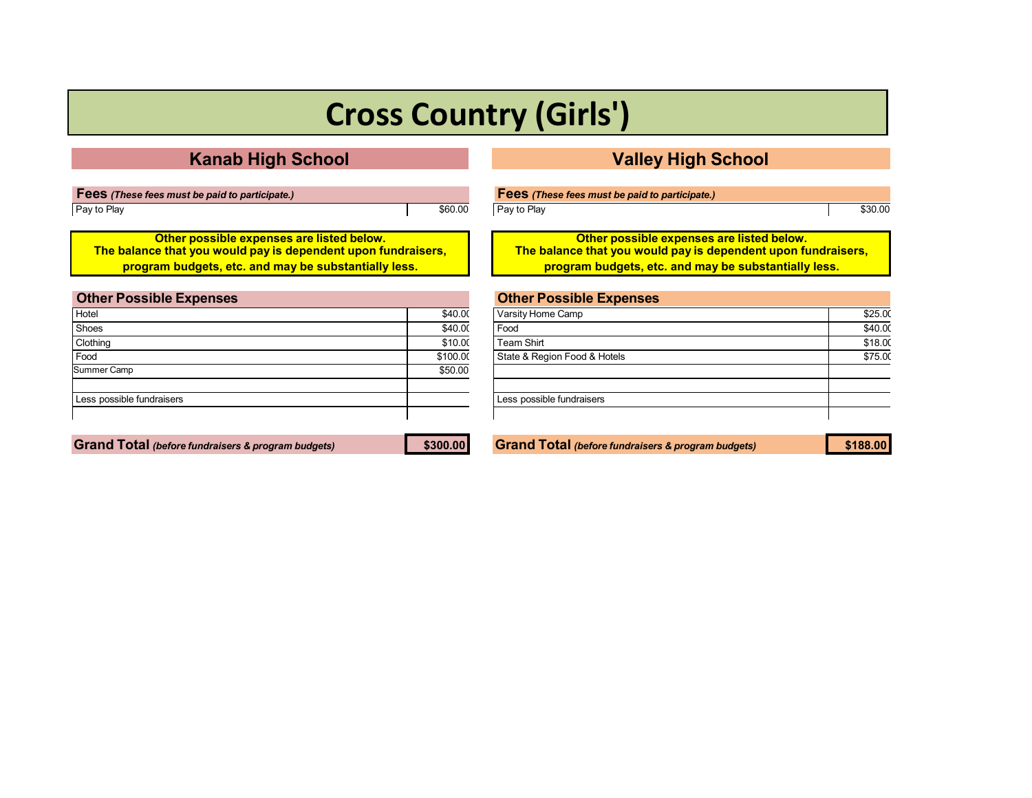# Cross Country (Girls')

## Kanab High School

| **Fees** *(These fees must be paid to participate.)* | |
|---|---|
| Pay to Play | $60.00 |

**Other possible expenses are listed below.**
**The balance that you would pay is dependent upon fundraisers, program budgets, etc. and may be substantially less.**

| **Other Possible Expenses** | |
|---|---|
| Hotel | $40.00 |
| Shoes | $40.00 |
| Clothing | $10.00 |
| Food | $100.00 |
| Summer Camp | $50.00 |
| | |
| Less possible fundraisers | |
| | |

| **Grand Total** *(before fundraisers & program budgets)* | **$300.00** |
|---|---|

## Valley High School

| **Fees** *(These fees must be paid to participate.)* | |
|---|---|
| Pay to Play | $30.00 |

**Other possible expenses are listed below.**
**The balance that you would pay is dependent upon fundraisers, program budgets, etc. and may be substantially less.**

| **Other Possible Expenses** | |
|---|---|
| Varsity Home Camp | $25.00 |
| Food | $40.00 |
| Team Shirt | $18.00 |
| State & Region Food & Hotels | $75.00 |
| | |
| | |
| Less possible fundraisers | |
| | |

| **Grand Total** *(before fundraisers & program budgets)* | **$188.00** |
|---|---|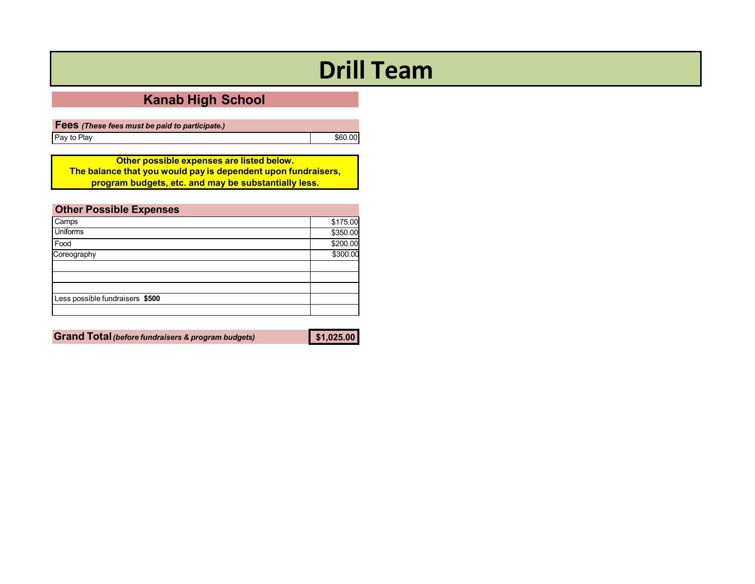# Drill Team

## Kanab High School

**Fees** ***(These fees must be paid to participate.)***

| | |
|---|---|
| Pay to Play | $60.00 |

**Other possible expenses are listed below.**
**The balance that you would pay is dependent upon fundraisers, program budgets, etc. and may be substantially less.**

**Other Possible Expenses**

| | |
|---|---|
| Camps | $175.00 |
| Uniforms | $350.00 |
| Food | $200.00 |
| Coreography | $300.00 |
| | |
| | |
| | |
| Less possible fundraisers **$500** | |
| | |

**Grand Total** ***(before fundraisers & program budgets)*** **$1,025.00**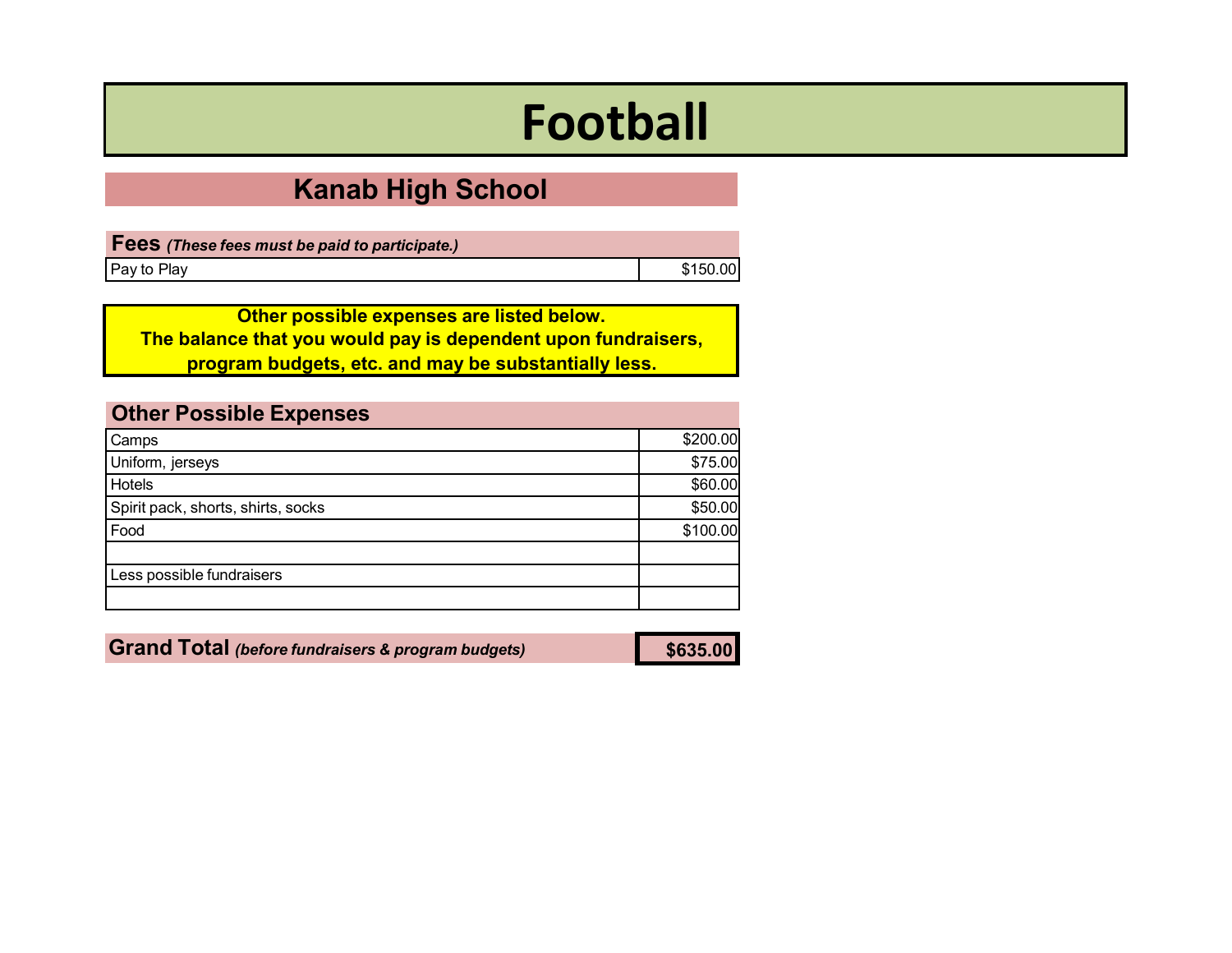# Football

## Kanab High School

| **Fees** *(These fees must be paid to participate.)* | |
|---|---|
| Pay to Play | $150.00 |

**Other possible expenses are listed below.**
**The balance that you would pay is dependent upon fundraisers, program budgets, etc. and may be substantially less.**

| **Other Possible Expenses** | |
|---|---|
| Camps | $200.00 |
| Uniform, jerseys | $75.00 |
| Hotels | $60.00 |
| Spirit pack, shorts, shirts, socks | $50.00 |
| Food | $100.00 |
| | |
| Less possible fundraisers | |
| | |

| **Grand Total** *(before fundraisers & program budgets)* | **$635.00** |
|---|---|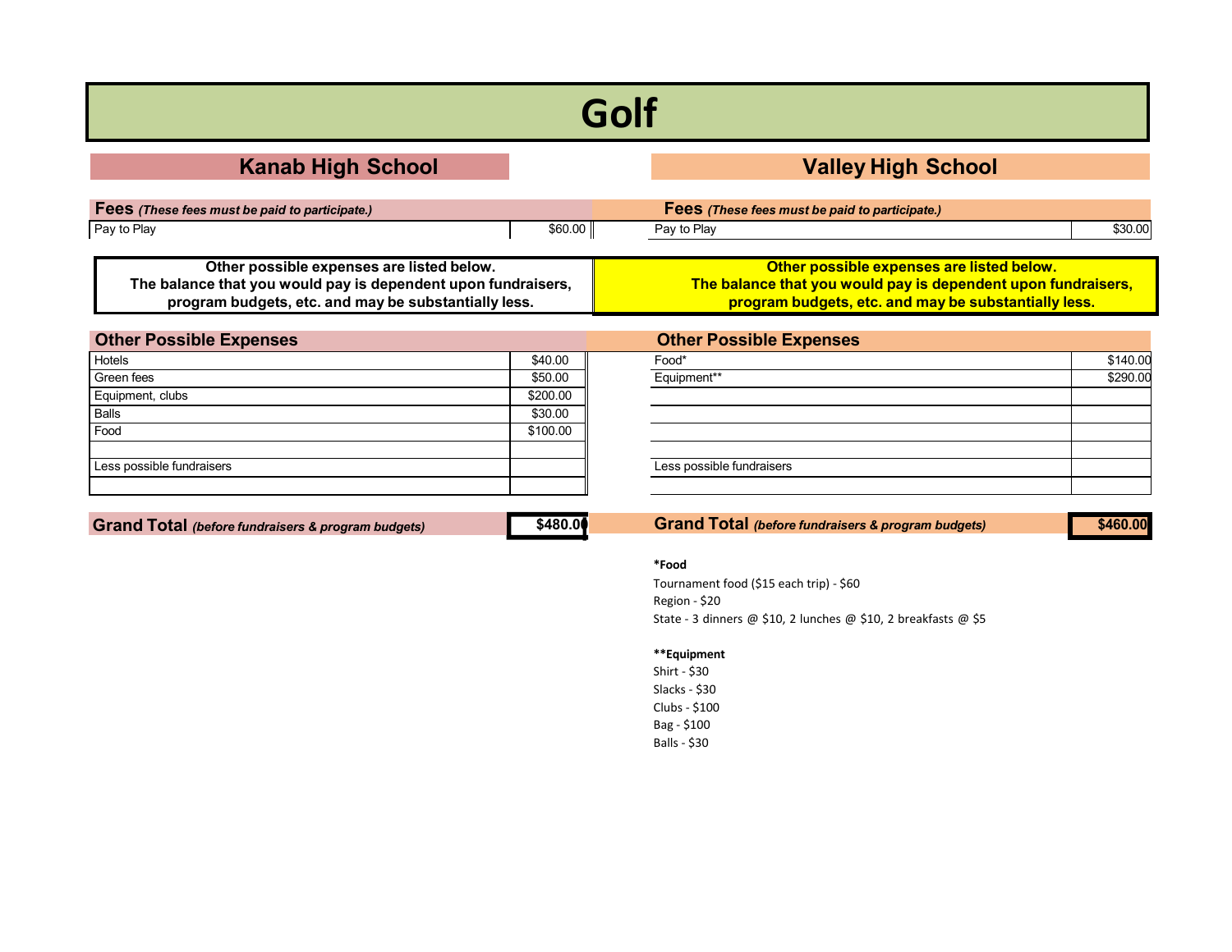# Golf

## Kanab High School

| **Fees** *(These fees must be paid to participate.)* | |
|---|---|
| Pay to Play | $60.00 |

**Other possible expenses are listed below.**
**The balance that you would pay is dependent upon fundraisers, program budgets, etc. and may be substantially less.**

| **Other Possible Expenses** | |
|---|---|
| Hotels | $40.00 |
| Green fees | $50.00 |
| Equipment, clubs | $200.00 |
| Balls | $30.00 |
| Food | $100.00 |
| | |
| Less possible fundraisers | |
| | |

**Grand Total** *(before fundraisers & program budgets)* **$480.00**

## Valley High School

| **Fees** *(These fees must be paid to participate.)* | |
|---|---|
| Pay to Play | $30.00 |

**Other possible expenses are listed below.**
**The balance that you would pay is dependent upon fundraisers, program budgets, etc. and may be substantially less.**

| **Other Possible Expenses** | |
|---|---|
| Food* | $140.00 |
| Equipment** | $290.00 |
| | |
| | |
| | |
| Less possible fundraisers | |
| | |

**Grand Total** *(before fundraisers & program budgets)* **$460.00**

***Food**

Tournament food ($15 each trip) - $60

Region - $20

State - 3 dinners @ $10, 2 lunches @ $10, 2 breakfasts @ $5

****Equipment**

Shirt - $30

Slacks - $30

Clubs - $100

Bag - $100

Balls - $30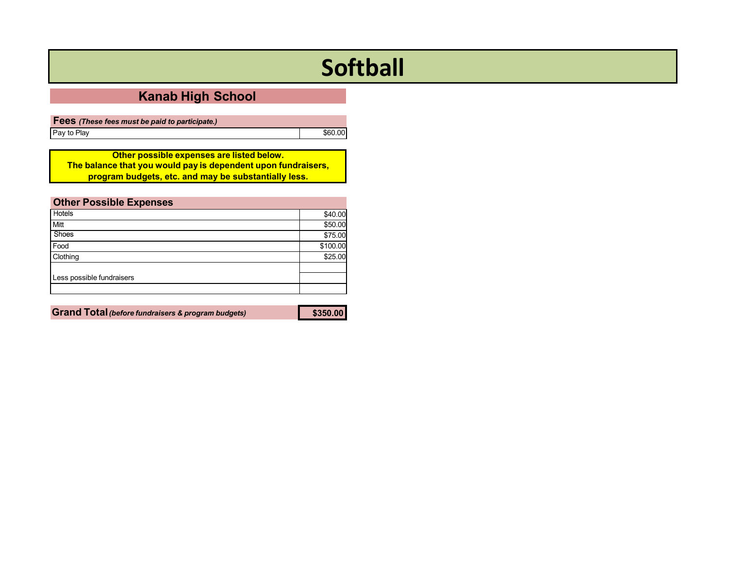# Softball

## Kanab High School

| **Fees** *(These fees must be paid to participate.)* | |
|---|---|
| Pay to Play | $60.00 |

**Other possible expenses are listed below.**
**The balance that you would pay is dependent upon fundraisers, program budgets, etc. and may be substantially less.**

| **Other Possible Expenses** | |
|---|---|
| Hotels | $40.00 |
| Mitt | $50.00 |
| Shoes | $75.00 |
| Food | $100.00 |
| Clothing | $25.00 |
| | |
| Less possible fundraisers | |
| | |

| **Grand Total** *(before fundraisers & program budgets)* | **$350.00** |
|---|---|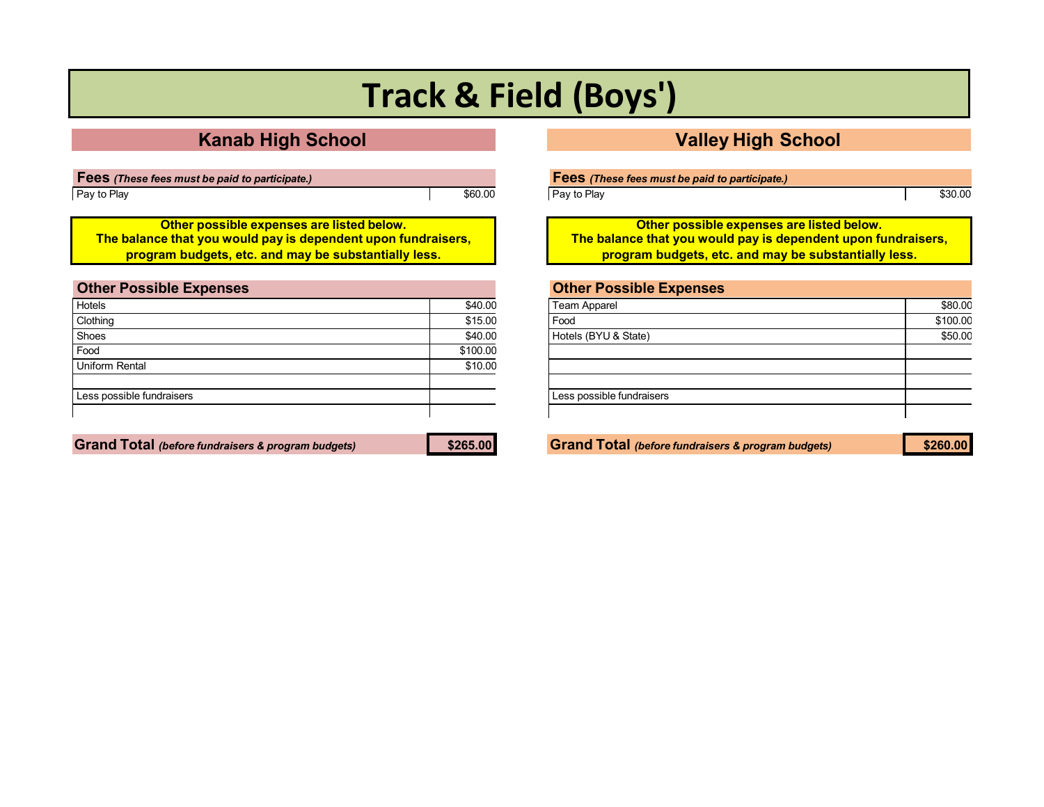# Track & Field (Boys')

## Kanab High School

**Fees** *(These fees must be paid to participate.)*

| Item | Amount |
|---|---|
| Pay to Play | $60.00 |

**Other possible expenses are listed below.**
**The balance that you would pay is dependent upon fundraisers, program budgets, etc. and may be substantially less.**

| Other Possible Expenses | |
|---|---|
| Hotels | $40.00 |
| Clothing | $15.00 |
| Shoes | $40.00 |
| Food | $100.00 |
| Uniform Rental | $10.00 |
| | |
| Less possible fundraisers | |
| | |

**Grand Total** *(before fundraisers & program budgets)* **$265.00**

## Valley High School

**Fees** *(These fees must be paid to participate.)*

| Item | Amount |
|---|---|
| Pay to Play | $30.00 |

**Other possible expenses are listed below.**
**The balance that you would pay is dependent upon fundraisers, program budgets, etc. and may be substantially less.**

| Other Possible Expenses | |
|---|---|
| Team Apparel | $80.00 |
| Food | $100.00 |
| Hotels (BYU & State) | $50.00 |
| | |
| | |
| Less possible fundraisers | |
| | |

**Grand Total** *(before fundraisers & program budgets)* **$260.00**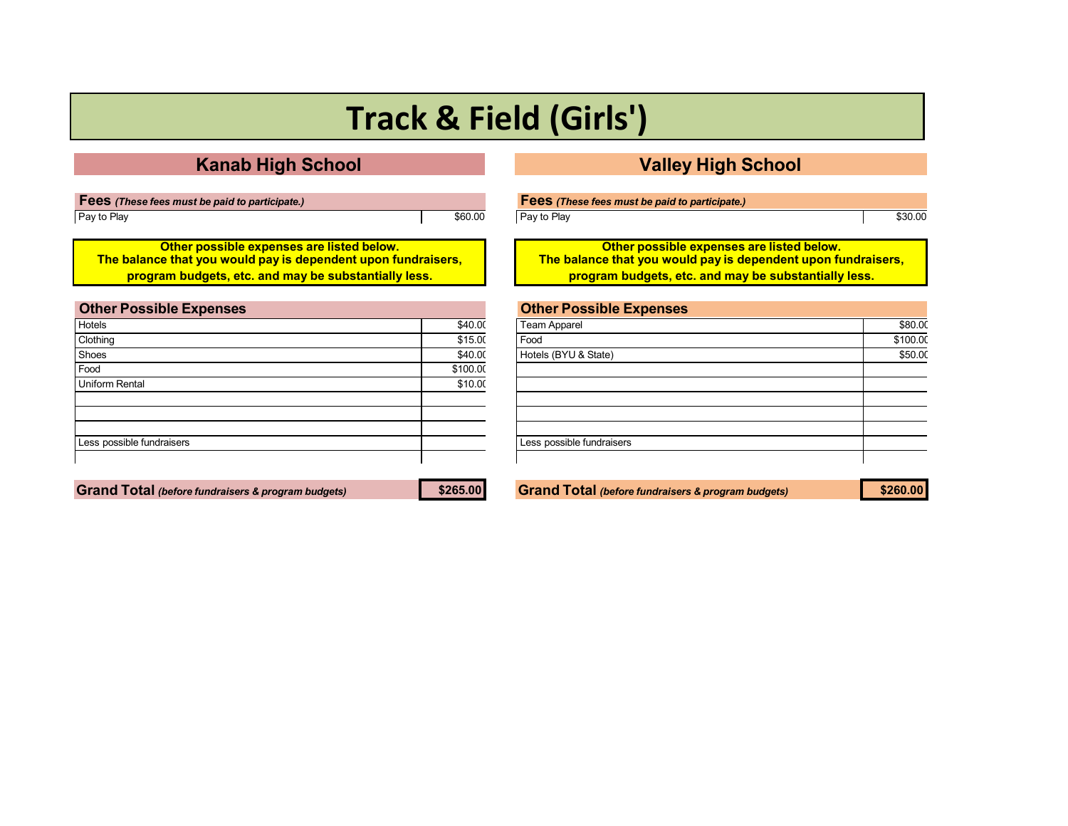# Track & Field (Girls')

## Kanab High School

| **Fees** *(These fees must be paid to participate.)* | |
|---|---|
| Pay to Play | $60.00 |

**Other possible expenses are listed below.**
**The balance that you would pay is dependent upon fundraisers, program budgets, etc. and may be substantially less.**

| **Other Possible Expenses** | |
|---|---|
| Hotels | $40.00 |
| Clothing | $15.00 |
| Shoes | $40.00 |
| Food | $100.00 |
| Uniform Rental | $10.00 |
| | |
| | |
| | |
| Less possible fundraisers | |
| | |

| **Grand Total** *(before fundraisers & program budgets)* | **$265.00** |
|---|---|

## Valley High School

| **Fees** *(These fees must be paid to participate.)* | |
|---|---|
| Pay to Play | $30.00 |

**Other possible expenses are listed below.**
**The balance that you would pay is dependent upon fundraisers, program budgets, etc. and may be substantially less.**

| **Other Possible Expenses** | |
|---|---|
| Team Apparel | $80.00 |
| Food | $100.00 |
| Hotels (BYU & State) | $50.00 |
| | |
| | |
| | |
| | |
| | |
| Less possible fundraisers | |
| | |

| **Grand Total** *(before fundraisers & program budgets)* | **$260.00** |
|---|---|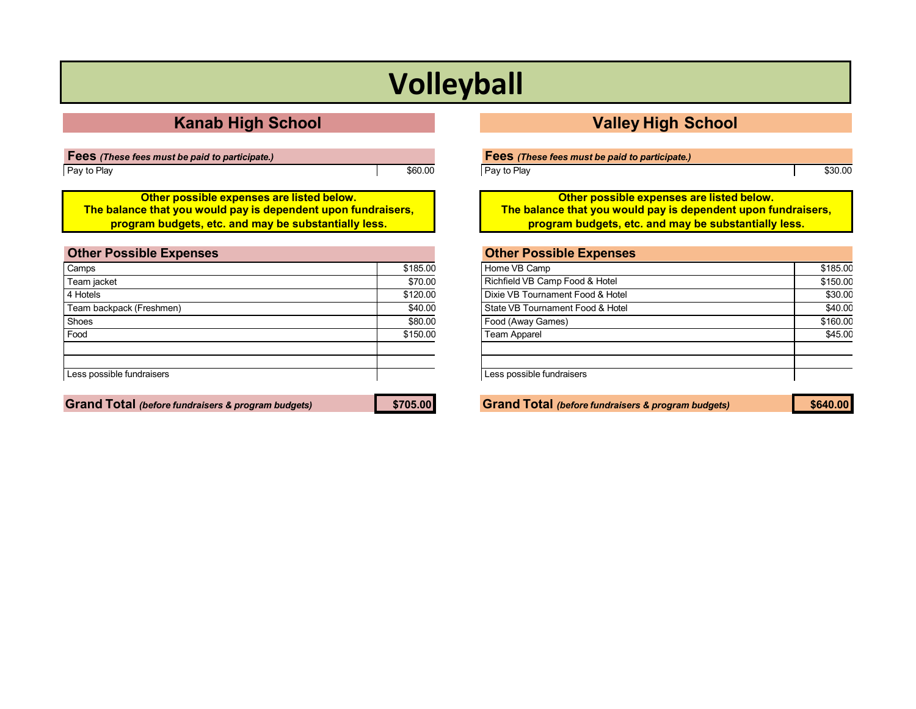# Volleyball

## Kanab High School

**Fees** ***(These fees must be paid to participate.)***

| | |
|---|---|
| Pay to Play | $60.00 |

**Other possible expenses are listed below.**
**The balance that you would pay is dependent upon fundraisers, program budgets, etc. and may be substantially less.**

| **Other Possible Expenses** | |
|---|---|
| Camps | $185.00 |
| Team jacket | $70.00 |
| 4 Hotels | $120.00 |
| Team backpack (Freshmen) | $40.00 |
| Shoes | $80.00 |
| Food | $150.00 |
| | |
| | |
| Less possible fundraisers | |

| **Grand Total** ***(before fundraisers & program budgets)*** | **$705.00** |
|---|---|

## Valley High School

**Fees** ***(These fees must be paid to participate.)***

| | |
|---|---|
| Pay to Play | $30.00 |

**Other possible expenses are listed below.**
**The balance that you would pay is dependent upon fundraisers, program budgets, etc. and may be substantially less.**

| **Other Possible Expenses** | |
|---|---|
| Home VB Camp | $185.00 |
| Richfield VB Camp Food & Hotel | $150.00 |
| Dixie VB Tournament Food & Hotel | $30.00 |
| State VB Tournament Food & Hotel | $40.00 |
| Food (Away Games) | $160.00 |
| Team Apparel | $45.00 |
| | |
| | |
| Less possible fundraisers | |

| **Grand Total** ***(before fundraisers & program budgets)*** | **$640.00** |
|---|---|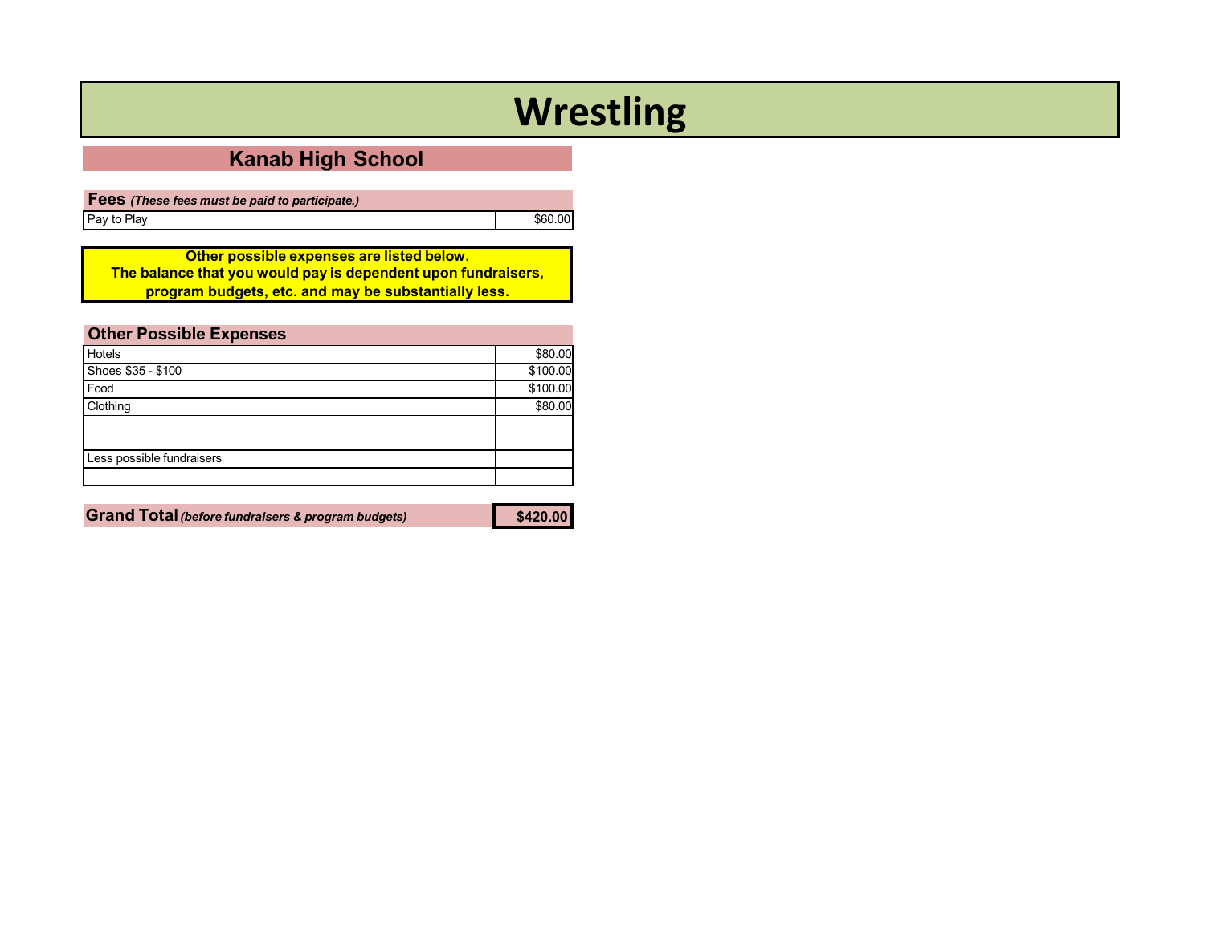# Wrestling

## Kanab High School

| **Fees** *(These fees must be paid to participate.)* | |
|---|---|
| Pay to Play | $60.00 |

**Other possible expenses are listed below.**
**The balance that you would pay is dependent upon fundraisers, program budgets, etc. and may be substantially less.**

| **Other Possible Expenses** | |
|---|---|
| Hotels | $80.00 |
| Shoes $35 - $100 | $100.00 |
| Food | $100.00 |
| Clothing | $80.00 |
| | |
| | |
| Less possible fundraisers | |
| | |

| **Grand Total** *(before fundraisers & program budgets)* | **$420.00** |
|---|---|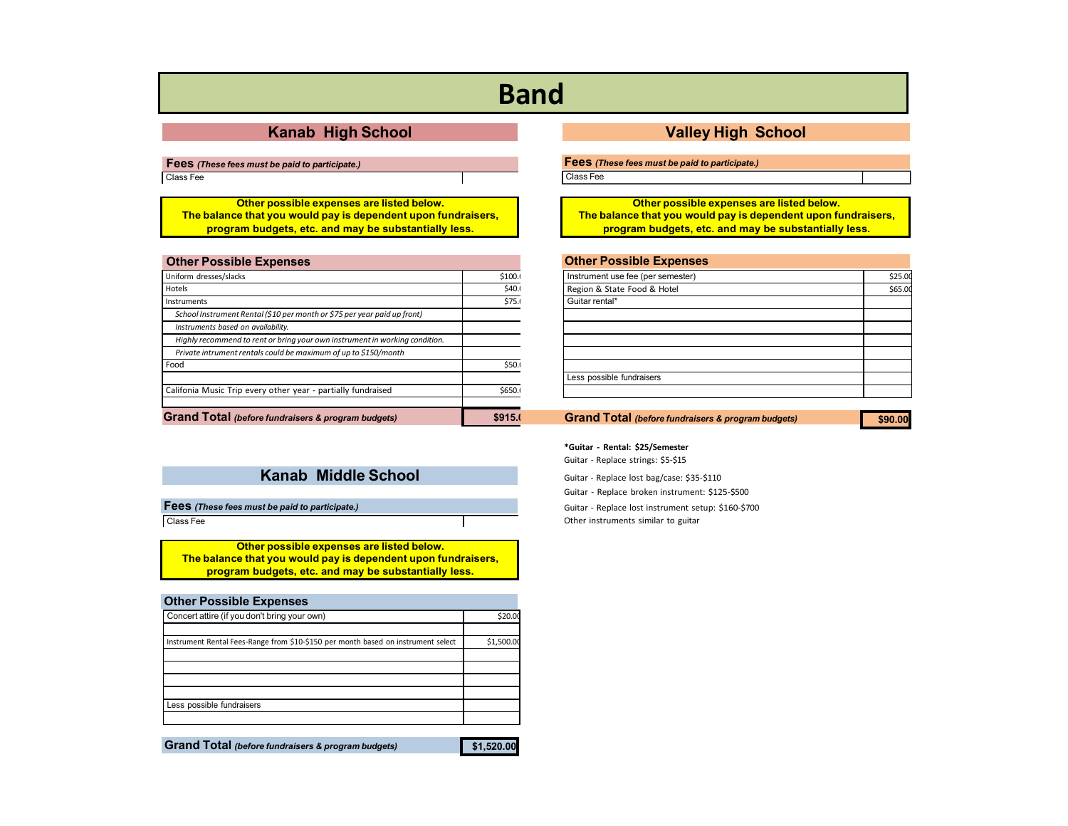# Band

## Kanab High School

**Fees** *(These fees must be paid to participate.)*

| Class Fee | |
|---|---|

**Other possible expenses are listed below.**
**The balance that you would pay is dependent upon fundraisers, program budgets, etc. and may be substantially less.**

| Other Possible Expenses | |
|---|---|
| Uniform dresses/slacks | $100.( |
| Hotels | $40.( |
| Instruments | $75.( |
| *School Instrument Rental ($10 per month or $75 per year paid up front)* | |
| *Instruments based on availability.* | |
| *Highly recommend to rent or bring your own instrument in working condition.* | |
| *Private intrument rentals could be maximum of up to $150/month* | |
| Food | $50.( |
| | |
| Califonia Music Trip every other year - partially fundraised | $650.( |
| | |
| **Grand Total** *(before fundraisers & program budgets)* | **$915.(** |

## Kanab Middle School

**Fees** *(These fees must be paid to participate.)*

| Class Fee | |
|---|---|

**Other possible expenses are listed below.**
**The balance that you would pay is dependent upon fundraisers, program budgets, etc. and may be substantially less.**

| Other Possible Expenses | |
|---|---|
| Concert attire (if you don't bring your own) | $20.00 |
| | |
| Instrument Rental Fees-Range from $10-$150 per month based on instrument select | $1,500.00 |
| | |
| | |
| | |
| | |
| Less possible fundraisers | |
| | |
| **Grand Total** *(before fundraisers & program budgets)* | **$1,520.00** |

## Valley High School

**Fees** *(These fees must be paid to participate.)*

| Class Fee | |
|---|---|

**Other possible expenses are listed below.**
**The balance that you would pay is dependent upon fundraisers, program budgets, etc. and may be substantially less.**

| Other Possible Expenses | |
|---|---|
| Instrument use fee (per semester) | $25.00 |
| Region & State Food & Hotel | $65.00 |
| Guitar rental* | |
| | |
| | |
| | |
| | |
| | |
| Less possible fundraisers | |
| | |
| **Grand Total** *(before fundraisers & program budgets)* | **$90.00** |

**\*Guitar - Rental: $25/Semester**

Guitar - Replace strings: $5-$15

Guitar - Replace lost bag/case: $35-$110

Guitar - Replace broken instrument: $125-$500

Guitar - Replace lost instrument setup: $160-$700

Other instruments similar to guitar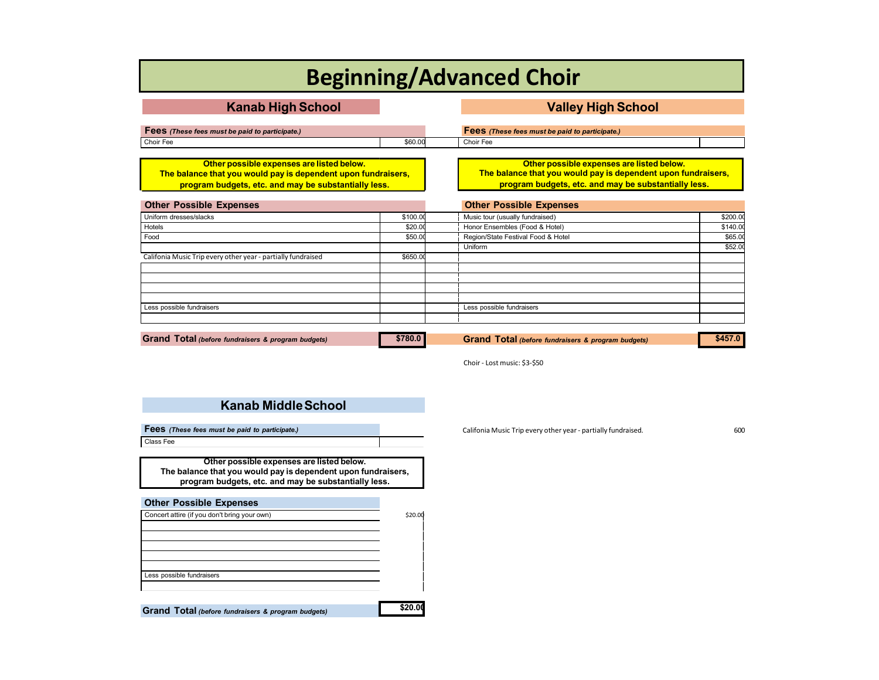# Beginning/Advanced Choir

## Kanab High School

| **Fees** *(These fees must be paid to participate.)* | |
|---|---|
| Choir Fee | $60.00 |

**Other possible expenses are listed below.**
**The balance that you would pay is dependent upon fundraisers, program budgets, etc. and may be substantially less.**

| **Other Possible Expenses** | |
|---|---|
| Uniform dresses/slacks | $100.00 |
| Hotels | $20.00 |
| Food | $50.00 |
| | |
| Califonia Music Trip every other year - partially fundraised | $650.00 |
| | |
| | |
| | |
| | |
| Less possible fundraisers | |
| | |
| **Grand Total** *(before fundraisers & program budgets)* | **$780.0** |

## Valley High School

| **Fees** *(These fees must be paid to participate.)* | |
|---|---|
| Choir Fee | |

**Other possible expenses are listed below.**
**The balance that you would pay is dependent upon fundraisers, program budgets, etc. and may be substantially less.**

| **Other Possible Expenses** | |
|---|---|
| Music tour (usually fundraised) | $200.00 |
| Honor Ensembles (Food & Hotel) | $140.00 |
| Region/State Festival Food & Hotel | $65.00 |
| Uniform | $52.00 |
| | |
| | |
| | |
| | |
| | |
| Less possible fundraisers | |
| | |
| **Grand Total** *(before fundraisers & program budgets)* | **$457.0** |

Choir - Lost music: $3-$50

Califonia Music Trip every other year - partially fundraised. 600

## Kanab Middle School

| **Fees** *(These fees must be paid to participate.)* | |
|---|---|
| Class Fee | |

**Other possible expenses are listed below.**
**The balance that you would pay is dependent upon fundraisers, program budgets, etc. and may be substantially less.**

| **Other Possible Expenses** | |
|---|---|
| Concert attire (if you don't bring your own) | $20.00 |
| | |
| | |
| | |
| | |
| | |
| Less possible fundraisers | |
| | |
| **Grand Total** *(before fundraisers & program budgets)* | **$20.00** |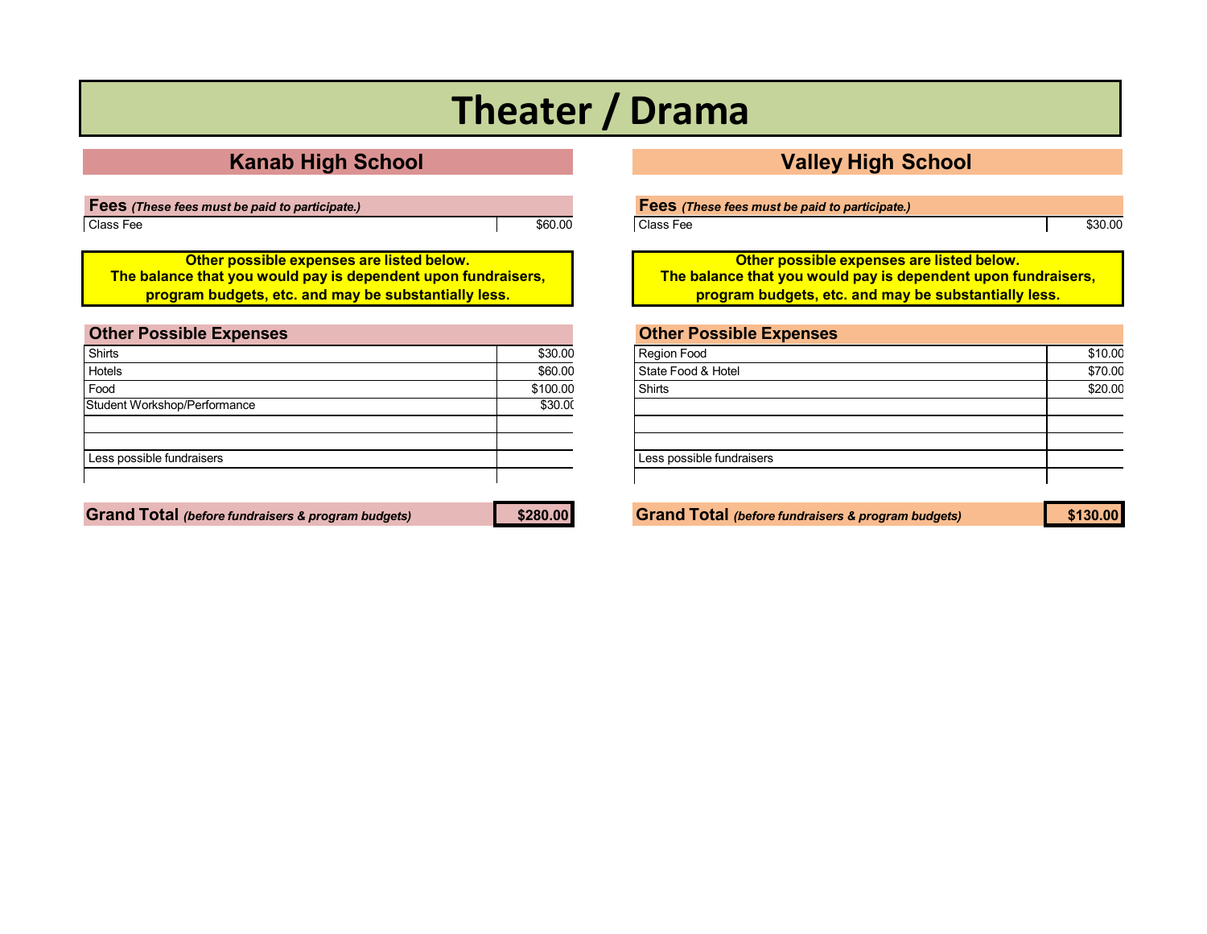# Theater / Drama

## Kanab High School

**Fees** ***(These fees must be paid to participate.)***

| | |
|---|---|
| Class Fee | $60.00 |

**Other possible expenses are listed below.**
**The balance that you would pay is dependent upon fundraisers, program budgets, etc. and may be substantially less.**

**Other Possible Expenses**

| | |
|---|---|
| Shirts | $30.00 |
| Hotels | $60.00 |
| Food | $100.00 |
| Student Workshop/Performance | $30.00 |
| | |
| | |
| Less possible fundraisers | |
| | |

**Grand Total** ***(before fundraisers & program budgets)*** **$280.00**

## Valley High School

**Fees** ***(These fees must be paid to participate.)***

| | |
|---|---|
| Class Fee | $30.00 |

**Other possible expenses are listed below.**
**The balance that you would pay is dependent upon fundraisers, program budgets, etc. and may be substantially less.**

**Other Possible Expenses**

| | |
|---|---|
| Region Food | $10.00 |
| State Food & Hotel | $70.00 |
| Shirts | $20.00 |
| | |
| | |
| | |
| Less possible fundraisers | |
| | |

**Grand Total** ***(before fundraisers & program budgets)*** **$130.00**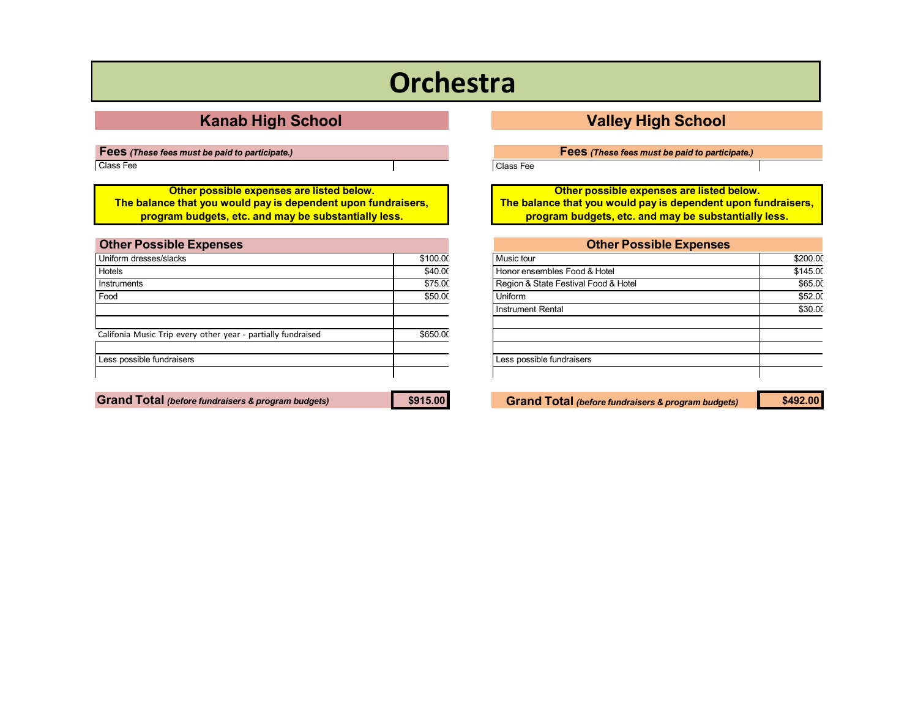# Orchestra

## Kanab High School

| **Fees** *(These fees must be paid to participate.)* | |
|---|---|
| Class Fee | |

**Other possible expenses are listed below.**
**The balance that you would pay is dependent upon fundraisers, program budgets, etc. and may be substantially less.**

| **Other Possible Expenses** | |
|---|---|
| Uniform dresses/slacks | $100.00 |
| Hotels | $40.00 |
| Instruments | $75.00 |
| Food | $50.00 |
| | |
| | |
| Califonia Music Trip every other year - partially fundraised | $650.00 |
| | |
| Less possible fundraisers | |
| | |
| **Grand Total** *(before fundraisers & program budgets)* | **$915.00** |

## Valley High School

| **Fees** *(These fees must be paid to participate.)* | |
|---|---|
| Class Fee | |

**Other possible expenses are listed below.**
**The balance that you would pay is dependent upon fundraisers, program budgets, etc. and may be substantially less.**

| **Other Possible Expenses** | |
|---|---|
| Music tour | $200.00 |
| Honor ensembles Food & Hotel | $145.00 |
| Region & State Festival Food & Hotel | $65.00 |
| Uniform | $52.00 |
| Instrument Rental | $30.00 |
| | |
| | |
| | |
| Less possible fundraisers | |
| | |
| **Grand Total** *(before fundraisers & program budgets)* | **$492.00** |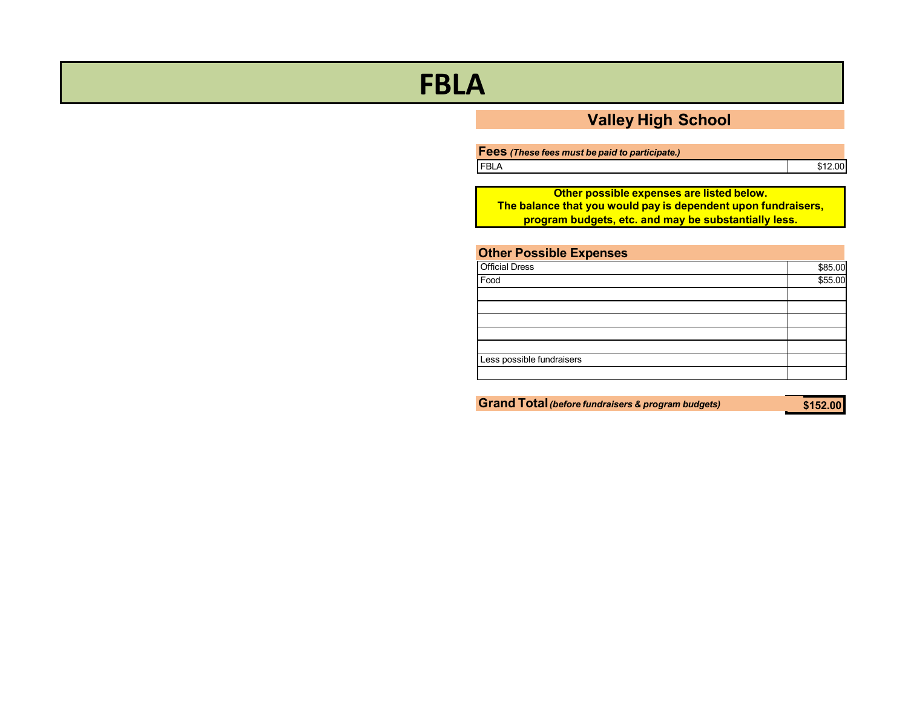# FBLA

## Valley High School

**Fees** ***(These fees must be paid to participate.)***

| | |
|---|---|
| FBLA | $12.00 |

**Other possible expenses are listed below.**
**The balance that you would pay is dependent upon fundraisers, program budgets, etc. and may be substantially less.**

**Other Possible Expenses**

| | |
|---|---|
| Official Dress | $85.00 |
| Food | $55.00 |
| | |
| | |
| | |
| | |
| | |
| Less possible fundraisers | |
| | |

**Grand Total** ***(before fundraisers & program budgets)*** **$152.00**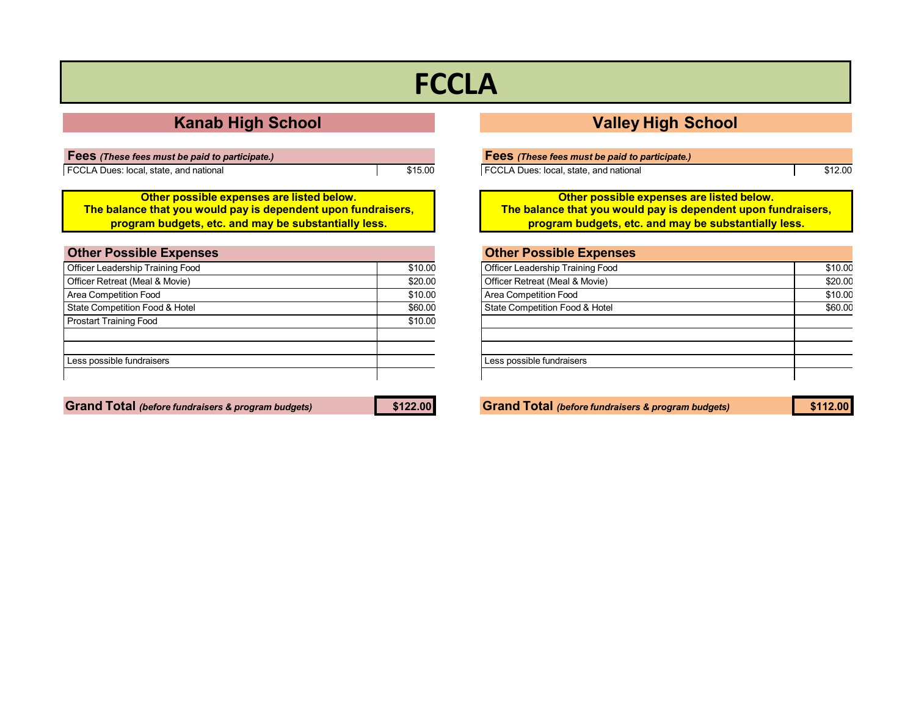# FCCLA

## Kanab High School

| **Fees** *(These fees must be paid to participate.)* | |
|---|---|
| FCCLA Dues: local, state, and national | $15.00 |

**Other possible expenses are listed below.**
**The balance that you would pay is dependent upon fundraisers, program budgets, etc. and may be substantially less.**

| **Other Possible Expenses** | |
|---|---|
| Officer Leadership Training Food | $10.00 |
| Officer Retreat (Meal & Movie) | $20.00 |
| Area Competition Food | $10.00 |
| State Competition Food & Hotel | $60.00 |
| Prostart Training Food | $10.00 |
| | |
| | |
| Less possible fundraisers | |
| | |

| **Grand Total** *(before fundraisers & program budgets)* | **$122.00** |
|---|---|

## Valley High School

| **Fees** *(These fees must be paid to participate.)* | |
|---|---|
| FCCLA Dues: local, state, and national | $12.00 |

**Other possible expenses are listed below.**
**The balance that you would pay is dependent upon fundraisers, program budgets, etc. and may be substantially less.**

| **Other Possible Expenses** | |
|---|---|
| Officer Leadership Training Food | $10.00 |
| Officer Retreat (Meal & Movie) | $20.00 |
| Area Competition Food | $10.00 |
| State Competition Food & Hotel | $60.00 |
| | |
| | |
| | |
| Less possible fundraisers | |
| | |

| **Grand Total** *(before fundraisers & program budgets)* | **$112.00** |
|---|---|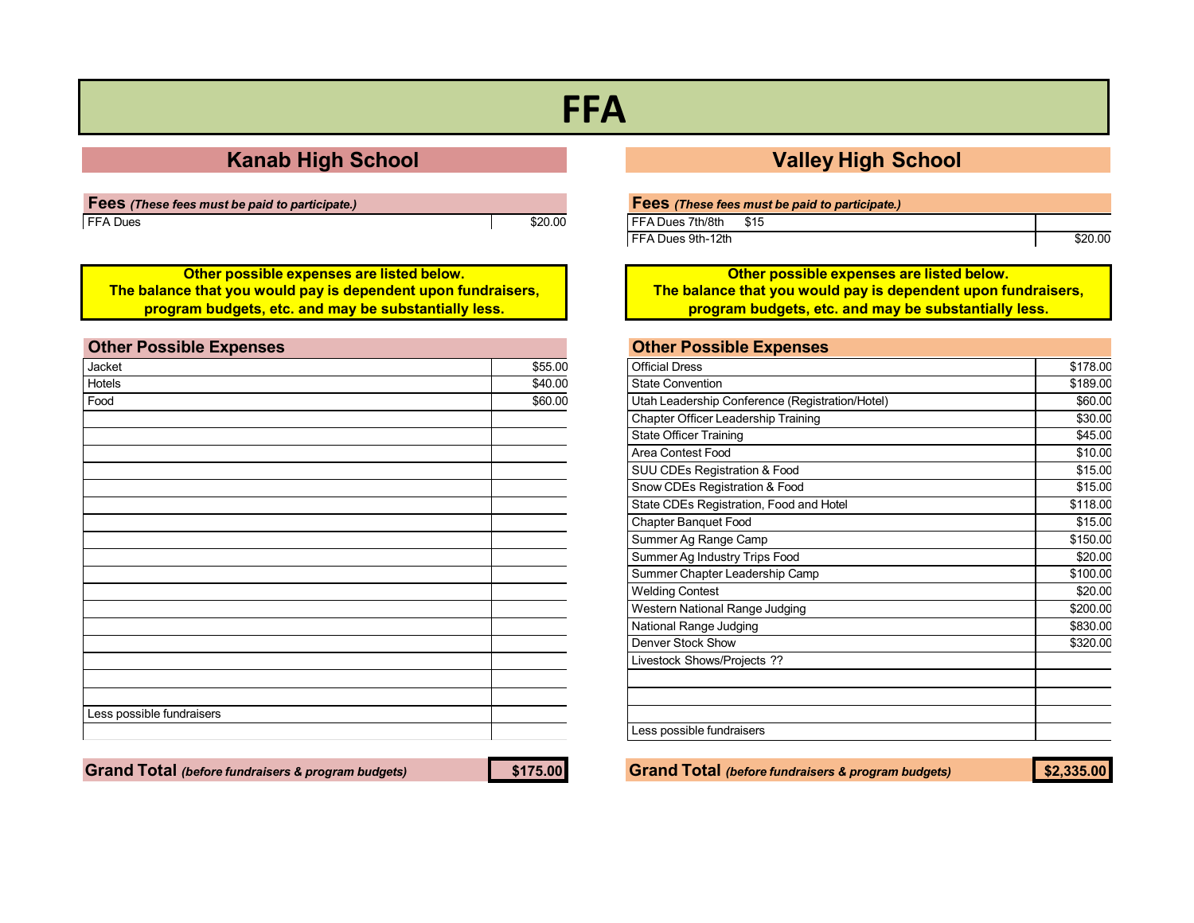# FFA

## Kanab High School

| **Fees** *(These fees must be paid to participate.)* | |
|---|---|
| FFA Dues | $20.00 |

**Other possible expenses are listed below.**
**The balance that you would pay is dependent upon fundraisers, program budgets, etc. and may be substantially less.**

| **Other Possible Expenses** | |
|---|---|
| Jacket | $55.00 |
| Hotels | $40.00 |
| Food | $60.00 |
| Less possible fundraisers | |

| **Grand Total** *(before fundraisers & program budgets)* | **$175.00** |
|---|---|

## Valley High School

| **Fees** *(These fees must be paid to participate.)* | |
|---|---|
| FFA Dues 7th/8th $15 | |
| FFA Dues 9th-12th | $20.00 |

**Other possible expenses are listed below.**
**The balance that you would pay is dependent upon fundraisers, program budgets, etc. and may be substantially less.**

| **Other Possible Expenses** | |
|---|---|
| Official Dress | $178.00 |
| State Convention | $189.00 |
| Utah Leadership Conference (Registration/Hotel) | $60.00 |
| Chapter Officer Leadership Training | $30.00 |
| State Officer Training | $45.00 |
| Area Contest Food | $10.00 |
| SUU CDEs Registration & Food | $15.00 |
| Snow CDEs Registration & Food | $15.00 |
| State CDEs Registration, Food and Hotel | $118.00 |
| Chapter Banquet Food | $15.00 |
| Summer Ag Range Camp | $150.00 |
| Summer Ag Industry Trips Food | $20.00 |
| Summer Chapter Leadership Camp | $100.00 |
| Welding Contest | $20.00 |
| Western National Range Judging | $200.00 |
| National Range Judging | $830.00 |
| Denver Stock Show | $320.00 |
| Livestock Shows/Projects ?? | |
| Less possible fundraisers | |

| **Grand Total** *(before fundraisers & program budgets)* | **$2,335.00** |
|---|---|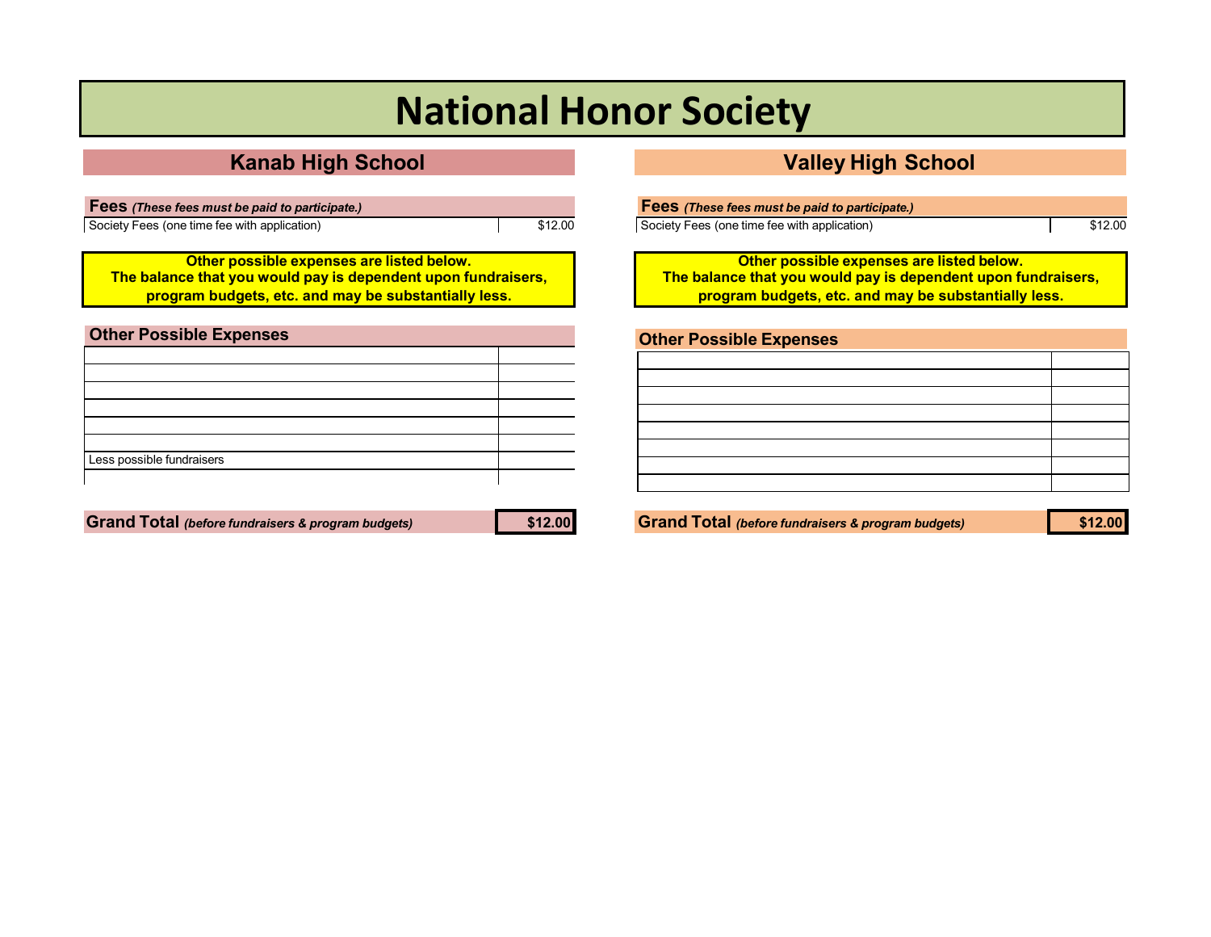# National Honor Society

## Kanab High School

| **Fees** *(These fees must be paid to participate.)* | |
|---|---|
| Society Fees (one time fee with application) | $12.00 |

**Other possible expenses are listed below.**
**The balance that you would pay is dependent upon fundraisers, program budgets, etc. and may be substantially less.**

| **Other Possible Expenses** | |
|---|---|
| | |
| | |
| | |
| | |
| | |
| | |
| Less possible fundraisers | |
| | |

| **Grand Total** *(before fundraisers & program budgets)* | **$12.00** |
|---|---|

## Valley High School

| **Fees** *(These fees must be paid to participate.)* | |
|---|---|
| Society Fees (one time fee with application) | $12.00 |

**Other possible expenses are listed below.**
**The balance that you would pay is dependent upon fundraisers, program budgets, etc. and may be substantially less.**

| **Other Possible Expenses** | |
|---|---|
| | |
| | |
| | |
| | |
| | |
| | |
| | |
| | |

| **Grand Total** *(before fundraisers & program budgets)* | **$12.00** |
|---|---|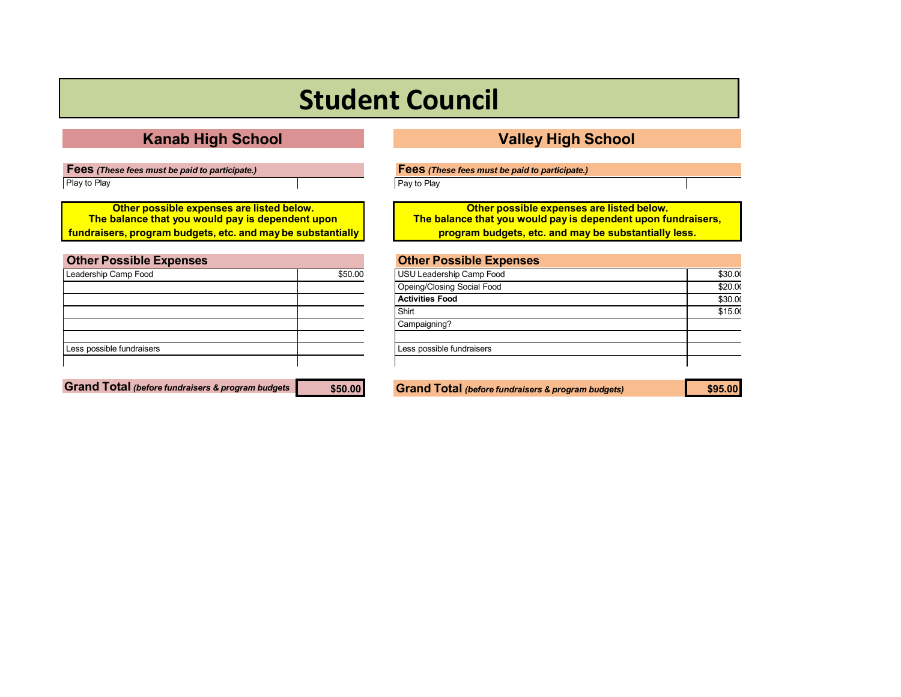# Student Council

## Kanab High School

**Fees** ***(These fees must be paid to participate.)***

| Play to Play | |
|---|---|

**Other possible expenses are listed below.**
**The balance that you would pay is dependent upon fundraisers, program budgets, etc. and may be substantially**

| Other Possible Expenses | |
|---|---|
| Leadership Camp Food | $50.00 |
| | |
| | |
| | |
| | |
| | |
| Less possible fundraisers | |
| | |

| **Grand Total** ***(before fundraisers & program budgets*** | **$50.00** |
|---|---|

## Valley High School

**Fees** ***(These fees must be paid to participate.)***

| Pay to Play | |
|---|---|

**Other possible expenses are listed below.**
**The balance that you would pay is dependent upon fundraisers, program budgets, etc. and may be substantially less.**

| Other Possible Expenses | |
|---|---|
| USU Leadership Camp Food | $30.0( |
| Opeing/Closing Social Food | $20.0( |
| **Activities Food** | $30.0( |
| Shirt | $15.0( |
| Campaigning? | |
| | |
| Less possible fundraisers | |
| | |

| **Grand Total** ***(before fundraisers & program budgets)*** | **$95.00** |
|---|---|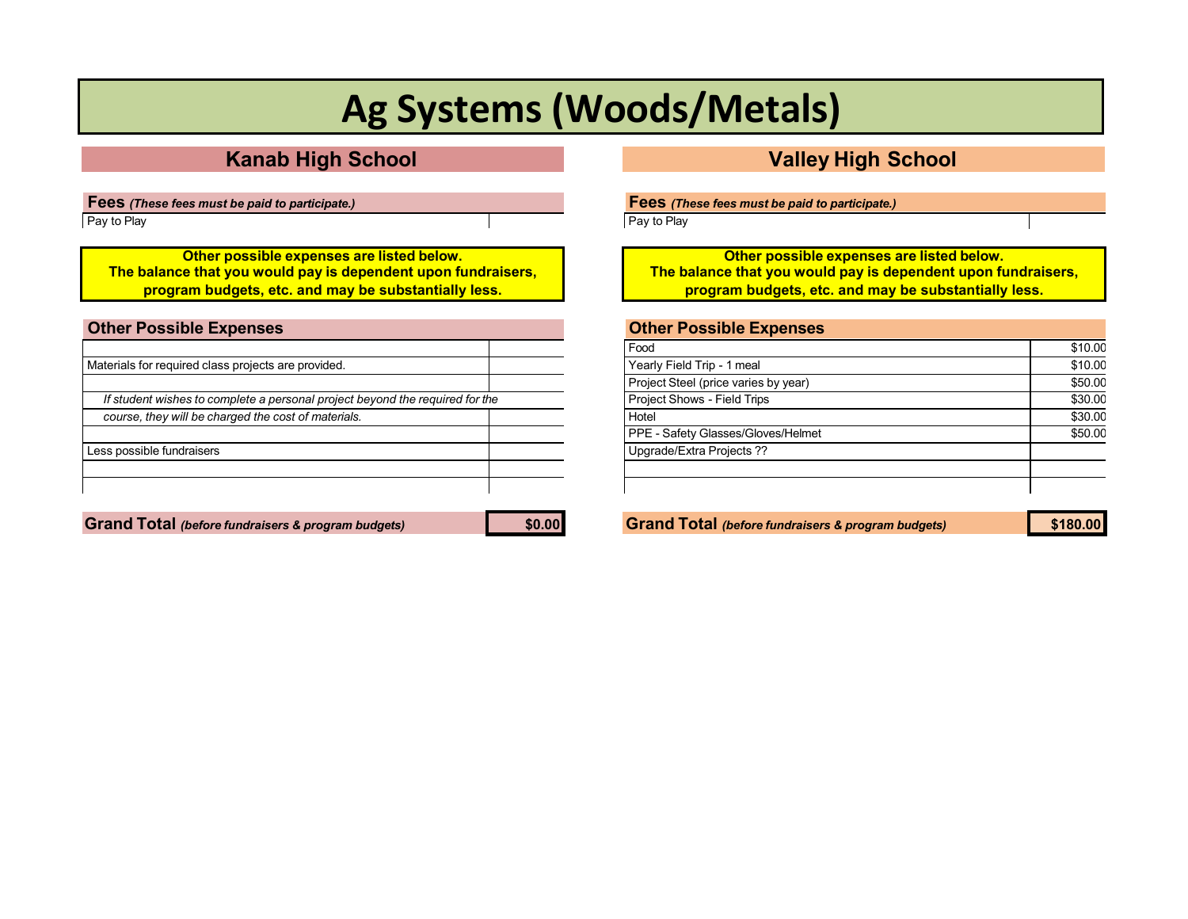# Ag Systems (Woods/Metals)

## Kanab High School

**Fees** *(These fees must be paid to participate.)*

| Pay to Play | |
|---|---|

**Other possible expenses are listed below.**
**The balance that you would pay is dependent upon fundraisers, program budgets, etc. and may be substantially less.**

### Other Possible Expenses

| | |
|---|---|
| Materials for required class projects are provided. | |
| *If student wishes to complete a personal project beyond the required for the course, they will be charged the cost of materials.* | |
| Less possible fundraisers | |

**Grand Total** *(before fundraisers & program budgets)* **$0.00**

## Valley High School

**Fees** *(These fees must be paid to participate.)*

| Pay to Play | |
|---|---|

**Other possible expenses are listed below.**
**The balance that you would pay is dependent upon fundraisers, program budgets, etc. and may be substantially less.**

### Other Possible Expenses

| | |
|---|---|
| Food | $10.00 |
| Yearly Field Trip - 1 meal | $10.00 |
| Project Steel (price varies by year) | $50.00 |
| Project Shows - Field Trips | $30.00 |
| Hotel | $30.00 |
| PPE - Safety Glasses/Gloves/Helmet | $50.00 |
| Upgrade/Extra Projects ?? | |

**Grand Total** *(before fundraisers & program budgets)* **$180.00**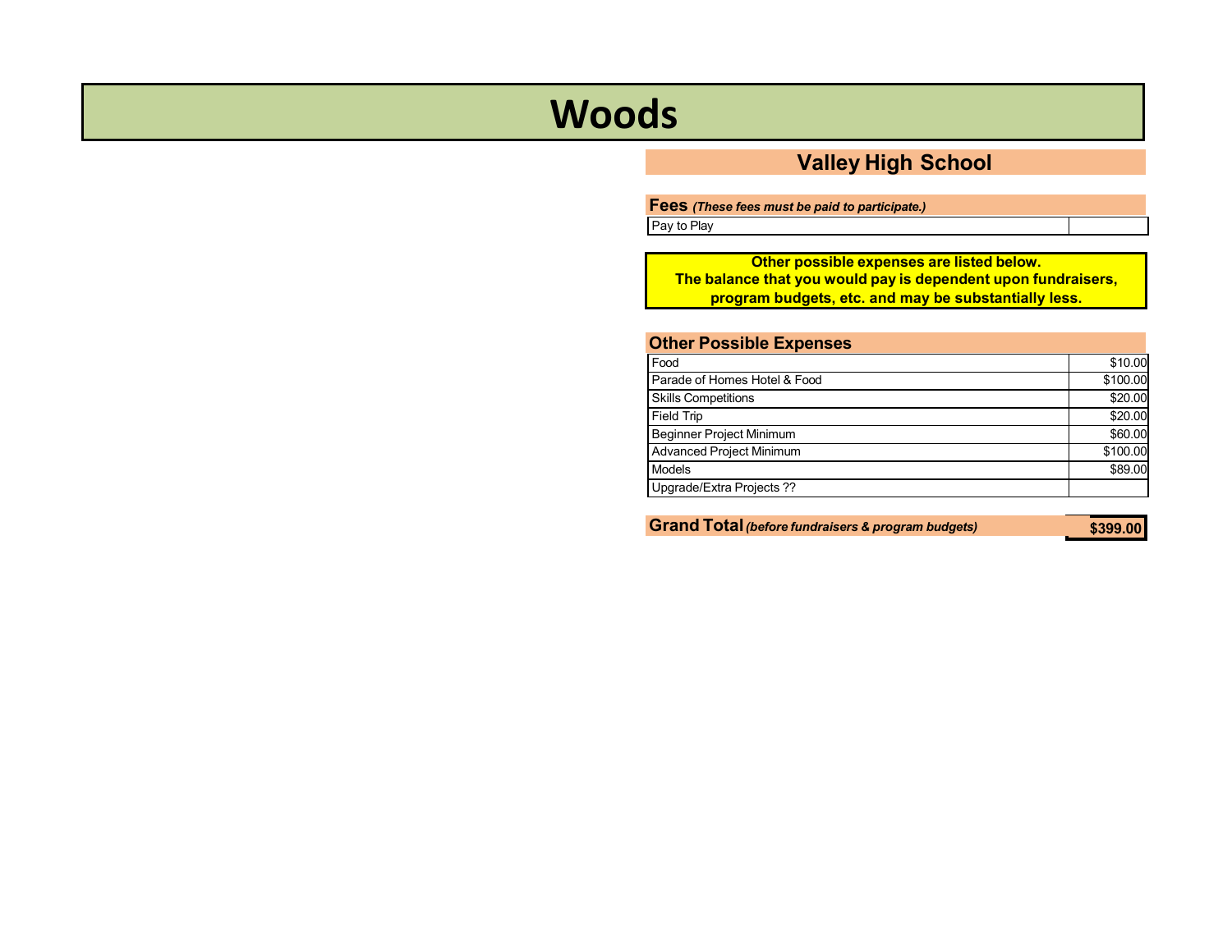# Woods

## Valley High School

| **Fees** *(These fees must be paid to participate.)* | |
|---|---|
| Pay to Play | |

**Other possible expenses are listed below.**
**The balance that you would pay is dependent upon fundraisers, program budgets, etc. and may be substantially less.**

| **Other Possible Expenses** | |
|---|---|
| Food | $10.00 |
| Parade of Homes Hotel & Food | $100.00 |
| Skills Competitions | $20.00 |
| Field Trip | $20.00 |
| Beginner Project Minimum | $60.00 |
| Advanced Project Minimum | $100.00 |
| Models | $89.00 |
| Upgrade/Extra Projects ?? | |

| **Grand Total** *(before fundraisers & program budgets)* | **$399.00** |
|---|---|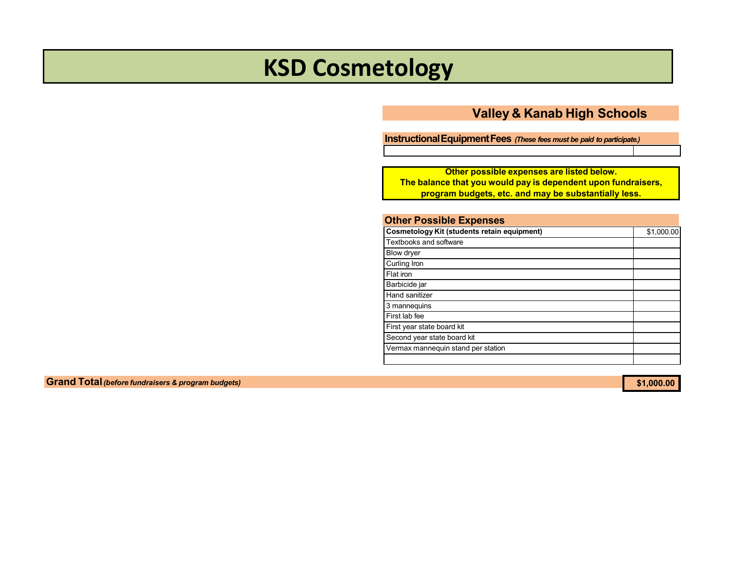# KSD Cosmetology

## Valley & Kanab High Schools

**Instructional Equipment Fees** ***(These fees must be paid to participate.)***

| | |
|---|---|
| | |

**Other possible expenses are listed below.**
**The balance that you would pay is dependent upon fundraisers, program budgets, etc. and may be substantially less.**

**Other Possible Expenses**

| | |
|---|---|
| **Cosmetology Kit (students retain equipment)** | $1,000.00 |
| Textbooks and software | |
| Blow dryer | |
| Curling Iron | |
| Flat iron | |
| Barbicide jar | |
| Hand sanitizer | |
| 3 mannequins | |
| First lab fee | |
| First year state board kit | |
| Second year state board kit | |
| Vermax mannequin stand per station | |
| | |

**Grand Total** ***(before fundraisers & program budgets)*** **$1,000.00**